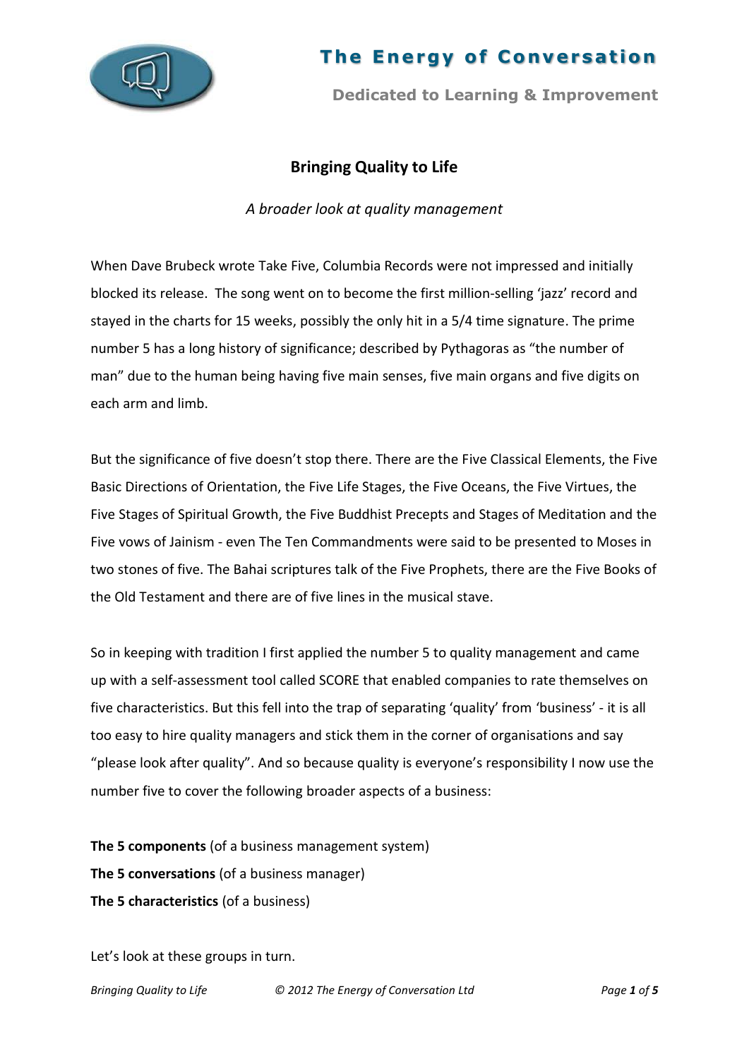# The Energy of Conversation

**Dedicated to Learning & Improvement**

## Bringing Quality to Life

*A broader look at quality management*

When Dave Brubeck wrote Take Five, Columbia Records were not impressed and initially blocked its release. The song went on to become the first million-selling 'jazz' record and stayed in the charts for 15 weeks, possibly the only hit in a 5/4 time signature. The prime number 5 has a long history of significance; described by Pythagoras as "the number of man" due to the human being having five main senses, five main organs and five digits on each arm and limb.

But the significance of five doesn't stop there. There are the Five Classical Elements, the Five Basic Directions of Orientation, the Five Life Stages, the Five Oceans, the Five Virtues, the Five Stages of Spiritual Growth, the Five Buddhist Precepts and Stages of Meditation and the Five vows of Jainism - even The Ten Commandments were said to be presented to Moses in two stones of five. The Bahai scriptures talk of the Five Prophets, there are the Five Books of the Old Testament and there are of five lines in the musical stave.

So in keeping with tradition I first applied the number 5 to quality management and came up with a self-assessment tool called SCORE that enabled companies to rate themselves on five characteristics. But this fell into the trap of separating 'quality' from 'business' - it is all too easy to hire quality managers and stick them in the corner of organisations and say "please look after quality". And so because quality is everyone's responsibility I now use the number five to cover the following broader aspects of a business:

**The 5 components** (of a business management system)
**The 5 conversations** (of a business manager)
**The 5 characteristics** (of a business)

Let's look at these groups in turn.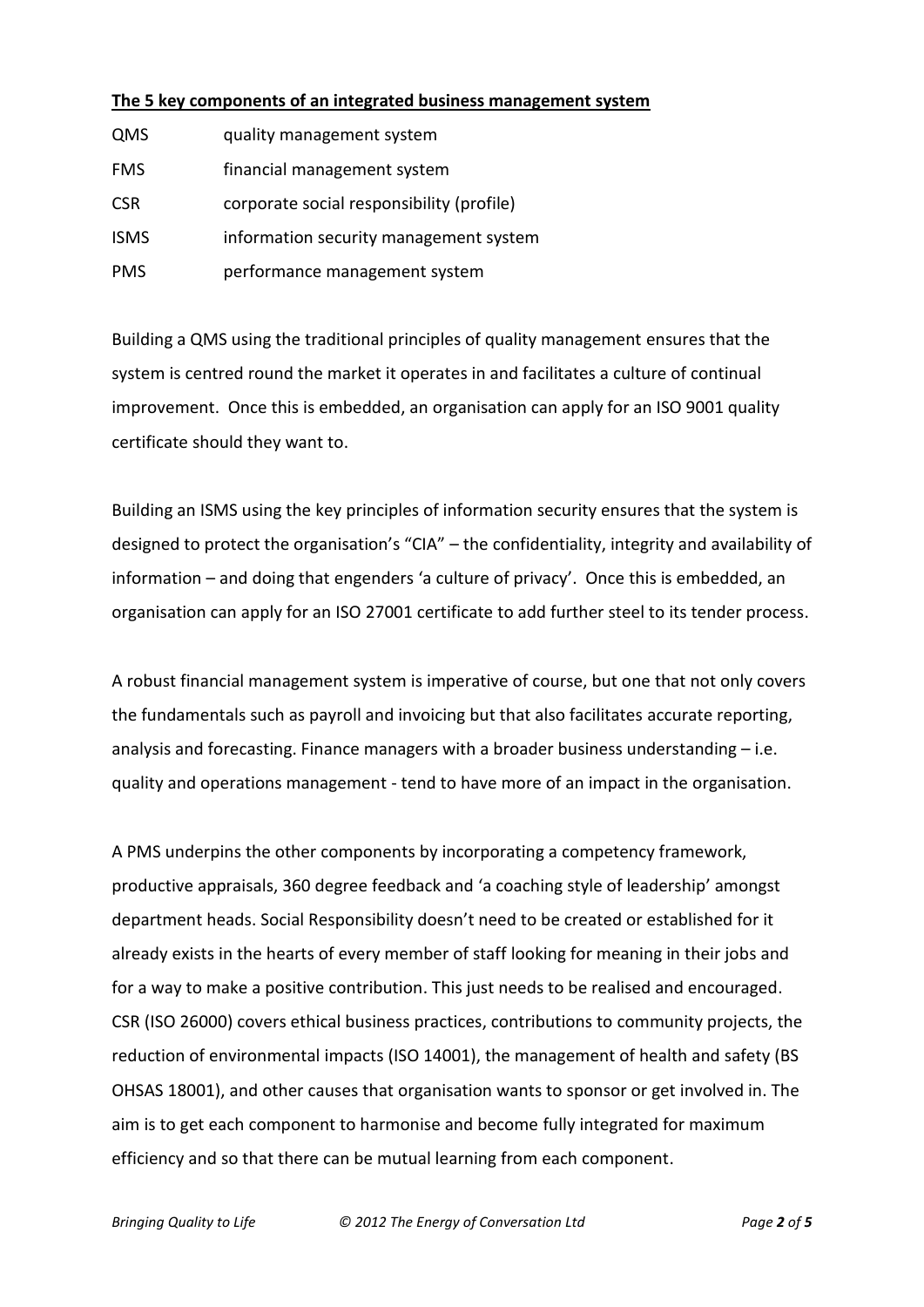**The 5 key components of an integrated business management system**

| | |
|---|---|
| QMS | quality management system |
| FMS | financial management system |
| CSR | corporate social responsibility (profile) |
| ISMS | information security management system |
| PMS | performance management system |

Building a QMS using the traditional principles of quality management ensures that the system is centred round the market it operates in and facilitates a culture of continual improvement. Once this is embedded, an organisation can apply for an ISO 9001 quality certificate should they want to.

Building an ISMS using the key principles of information security ensures that the system is designed to protect the organisation's "CIA" – the confidentiality, integrity and availability of information – and doing that engenders 'a culture of privacy'. Once this is embedded, an organisation can apply for an ISO 27001 certificate to add further steel to its tender process.

A robust financial management system is imperative of course, but one that not only covers the fundamentals such as payroll and invoicing but that also facilitates accurate reporting, analysis and forecasting. Finance managers with a broader business understanding – i.e. quality and operations management - tend to have more of an impact in the organisation.

A PMS underpins the other components by incorporating a competency framework, productive appraisals, 360 degree feedback and 'a coaching style of leadership' amongst department heads. Social Responsibility doesn't need to be created or established for it already exists in the hearts of every member of staff looking for meaning in their jobs and for a way to make a positive contribution. This just needs to be realised and encouraged. CSR (ISO 26000) covers ethical business practices, contributions to community projects, the reduction of environmental impacts (ISO 14001), the management of health and safety (BS OHSAS 18001), and other causes that organisation wants to sponsor or get involved in. The aim is to get each component to harmonise and become fully integrated for maximum efficiency and so that there can be mutual learning from each component.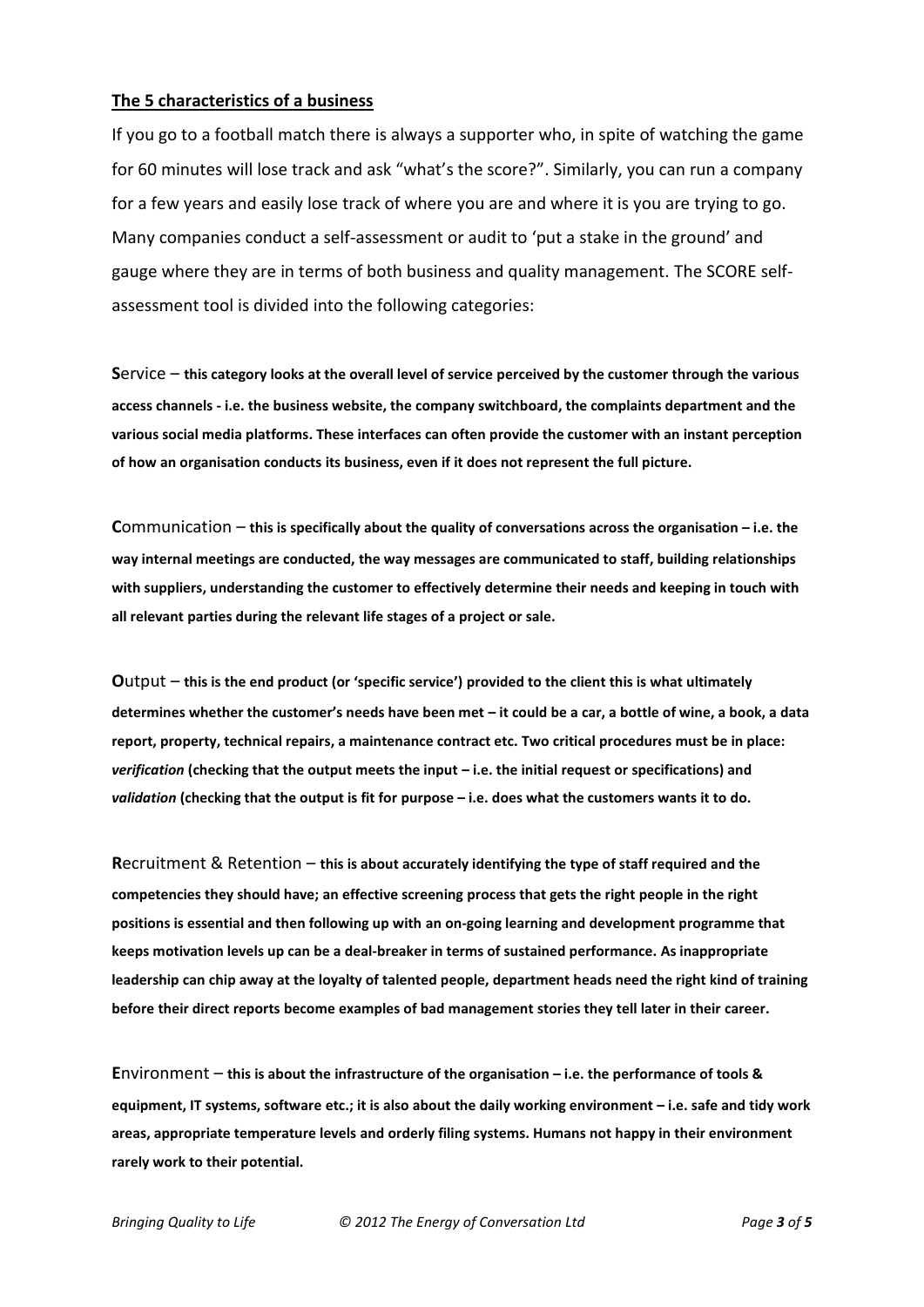## **The 5 characteristics of a business**

If you go to a football match there is always a supporter who, in spite of watching the game for 60 minutes will lose track and ask "what's the score?". Similarly, you can run a company for a few years and easily lose track of where you are and where it is you are trying to go. Many companies conduct a self-assessment or audit to 'put a stake in the ground' and gauge where they are in terms of both business and quality management. The SCORE self-assessment tool is divided into the following categories:

**S**ervice – **this category looks at the overall level of service perceived by the customer through the various access channels - i.e. the business website, the company switchboard, the complaints department and the various social media platforms. These interfaces can often provide the customer with an instant perception of how an organisation conducts its business, even if it does not represent the full picture.**

**C**ommunication – **this is specifically about the quality of conversations across the organisation – i.e. the way internal meetings are conducted, the way messages are communicated to staff, building relationships with suppliers, understanding the customer to effectively determine their needs and keeping in touch with all relevant parties during the relevant life stages of a project or sale.**

**O**utput – **this is the end product (or 'specific service') provided to the client this is what ultimately determines whether the customer's needs have been met – it could be a car, a bottle of wine, a book, a data report, property, technical repairs, a maintenance contract etc. Two critical procedures must be in place: *verification* (checking that the output meets the input – i.e. the initial request or specifications) and *validation* (checking that the output is fit for purpose – i.e. does what the customers wants it to do.**

**R**ecruitment & Retention – **this is about accurately identifying the type of staff required and the competencies they should have; an effective screening process that gets the right people in the right positions is essential and then following up with an on-going learning and development programme that keeps motivation levels up can be a deal-breaker in terms of sustained performance. As inappropriate leadership can chip away at the loyalty of talented people, department heads need the right kind of training before their direct reports become examples of bad management stories they tell later in their career.**

**E**nvironment – **this is about the infrastructure of the organisation – i.e. the performance of tools & equipment, IT systems, software etc.; it is also about the daily working environment – i.e. safe and tidy work areas, appropriate temperature levels and orderly filing systems. Humans not happy in their environment rarely work to their potential.**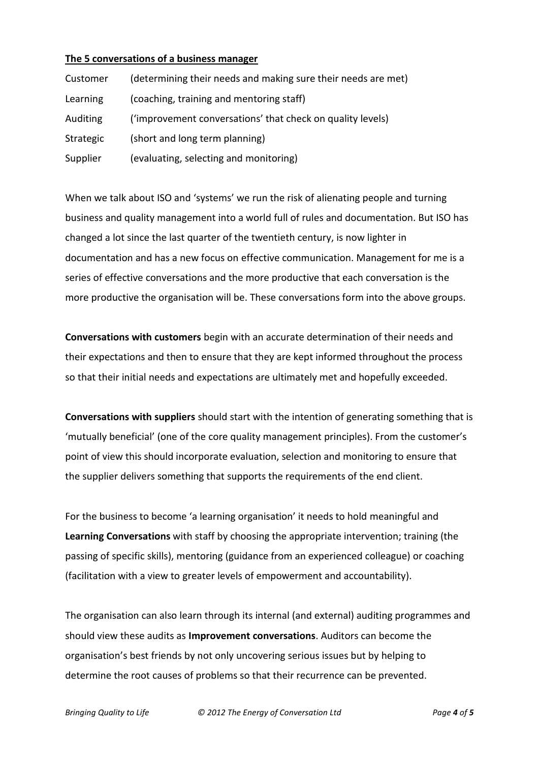**The 5 conversations of a business manager**

| | |
|---|---|
| Customer | (determining their needs and making sure their needs are met) |
| Learning | (coaching, training and mentoring staff) |
| Auditing | ('improvement conversations' that check on quality levels) |
| Strategic | (short and long term planning) |
| Supplier | (evaluating, selecting and monitoring) |

When we talk about ISO and 'systems' we run the risk of alienating people and turning business and quality management into a world full of rules and documentation. But ISO has changed a lot since the last quarter of the twentieth century, is now lighter in documentation and has a new focus on effective communication. Management for me is a series of effective conversations and the more productive that each conversation is the more productive the organisation will be. These conversations form into the above groups.

**Conversations with customers** begin with an accurate determination of their needs and their expectations and then to ensure that they are kept informed throughout the process so that their initial needs and expectations are ultimately met and hopefully exceeded.

**Conversations with suppliers** should start with the intention of generating something that is 'mutually beneficial' (one of the core quality management principles). From the customer's point of view this should incorporate evaluation, selection and monitoring to ensure that the supplier delivers something that supports the requirements of the end client.

For the business to become 'a learning organisation' it needs to hold meaningful and **Learning Conversations** with staff by choosing the appropriate intervention; training (the passing of specific skills), mentoring (guidance from an experienced colleague) or coaching (facilitation with a view to greater levels of empowerment and accountability).

The organisation can also learn through its internal (and external) auditing programmes and should view these audits as **Improvement conversations**. Auditors can become the organisation's best friends by not only uncovering serious issues but by helping to determine the root causes of problems so that their recurrence can be prevented.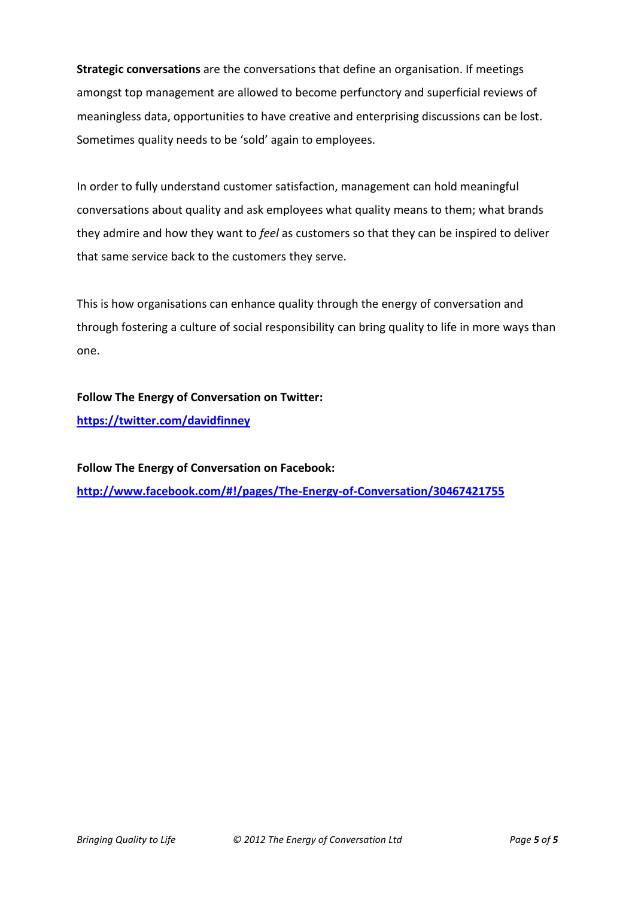**Strategic conversations** are the conversations that define an organisation. If meetings amongst top management are allowed to become perfunctory and superficial reviews of meaningless data, opportunities to have creative and enterprising discussions can be lost. Sometimes quality needs to be 'sold' again to employees.

In order to fully understand customer satisfaction, management can hold meaningful conversations about quality and ask employees what quality means to them; what brands they admire and how they want to *feel* as customers so that they can be inspired to deliver that same service back to the customers they serve.

This is how organisations can enhance quality through the energy of conversation and through fostering a culture of social responsibility can bring quality to life in more ways than one.

**Follow The Energy of Conversation on Twitter:**
**[https://twitter.com/davidfinney](https://twitter.com/davidfinney)**

**Follow The Energy of Conversation on Facebook:**
**[http://www.facebook.com/#!/pages/The-Energy-of-Conversation/30467421755](http://www.facebook.com/#!/pages/The-Energy-of-Conversation/30467421755)**